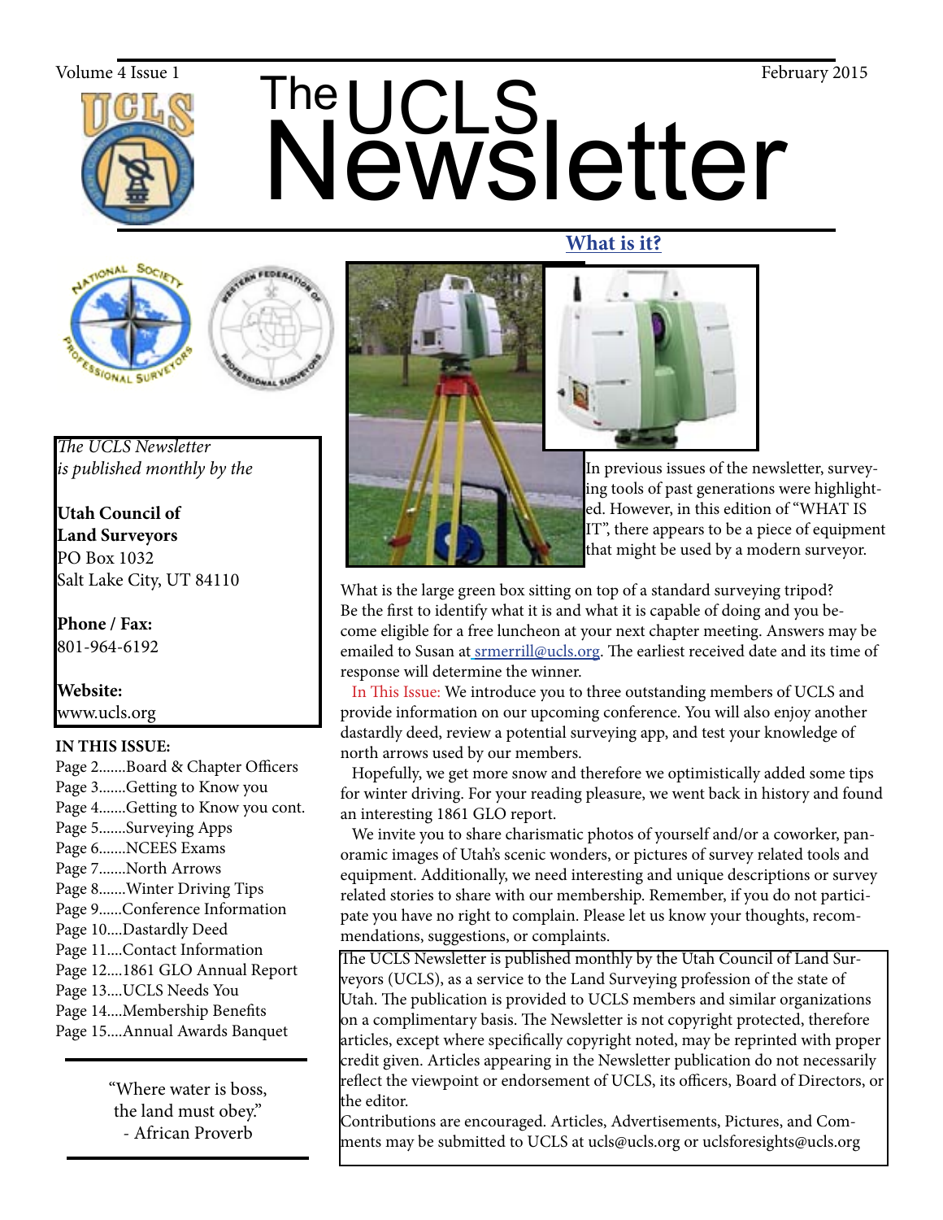Volume 4 Issue 1 February 2015

# The UCLS Newsletter

*The UCLS Newsletter is published monthly by the*

**Utah Council of Land Surveyors**
PO Box 1032
Salt Lake City, UT 84110

**Phone / Fax:**
801-964-6192

**Website:**
www.ucls.org

**IN THIS ISSUE:**

Page 2.......Board & Chapter Officers
Page 3.......Getting to Know you
Page 4.......Getting to Know you cont.
Page 5.......Surveying Apps
Page 6.......NCEES Exams
Page 7.......North Arrows
Page 8.......Winter Driving Tips
Page 9......Conference Information
Page 10....Dastardly Deed
Page 11....Contact Information
Page 12....1861 GLO Annual Report
Page 13....UCLS Needs You
Page 14....Membership Benefits
Page 15....Annual Awards Banquet

"Where water is boss, the land must obey."
- African Proverb

## What is it?

In previous issues of the newsletter, surveying tools of past generations were highlighted. However, in this edition of "WHAT IS IT", there appears to be a piece of equipment that might be used by a modern surveyor.

What is the large green box sitting on top of a standard surveying tripod? Be the first to identify what it is and what it is capable of doing and you become eligible for a free luncheon at your next chapter meeting. Answers may be emailed to Susan at srmerrill@ucls.org. The earliest received date and its time of response will determine the winner.

In This Issue: We introduce you to three outstanding members of UCLS and provide information on our upcoming conference. You will also enjoy another dastardly deed, review a potential surveying app, and test your knowledge of north arrows used by our members.

Hopefully, we get more snow and therefore we optimistically added some tips for winter driving. For your reading pleasure, we went back in history and found an interesting 1861 GLO report.

We invite you to share charismatic photos of yourself and/or a coworker, panoramic images of Utah's scenic wonders, or pictures of survey related tools and equipment. Additionally, we need interesting and unique descriptions or survey related stories to share with our membership. Remember, if you do not participate you have no right to complain. Please let us know your thoughts, recommendations, suggestions, or complaints.

The UCLS Newsletter is published monthly by the Utah Council of Land Surveyors (UCLS), as a service to the Land Surveying profession of the state of Utah. The publication is provided to UCLS members and similar organizations on a complimentary basis. The Newsletter is not copyright protected, therefore articles, except where specifically copyright noted, may be reprinted with proper credit given. Articles appearing in the Newsletter publication do not necessarily reflect the viewpoint or endorsement of UCLS, its officers, Board of Directors, or the editor.

Contributions are encouraged. Articles, Advertisements, Pictures, and Comments may be submitted to UCLS at ucls@ucls.org or uclsforesights@ucls.org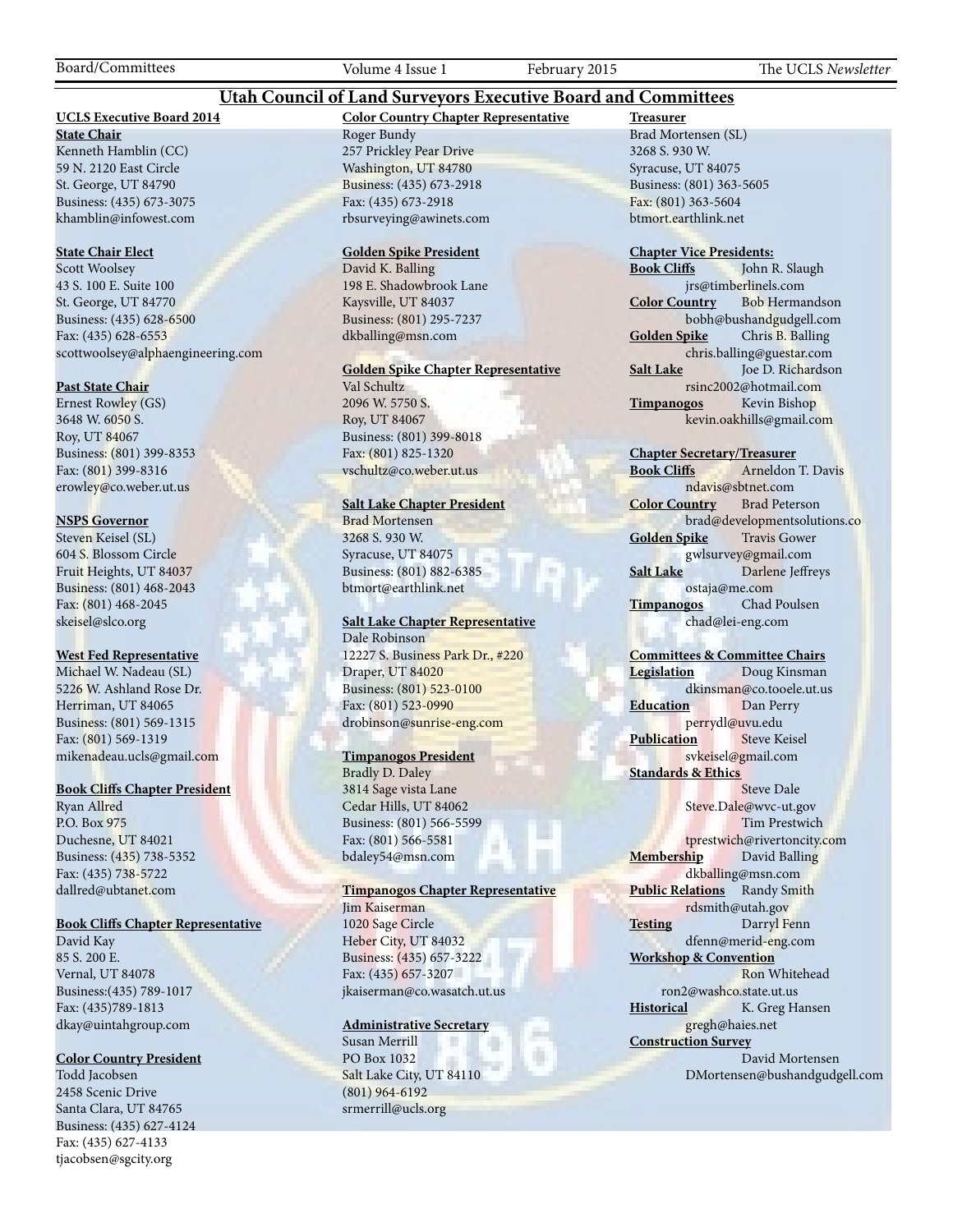# Utah Council of Land Surveyors Executive Board and Committees

**UCLS Executive Board 2014**

**State Chair**
Kenneth Hamblin (CC)
59 N. 2120 East Circle
St. George, UT 84790
Business: (435) 673-3075
khamblin@infowest.com

**State Chair Elect**
Scott Woolsey
43 S. 100 E. Suite 100
St. George, UT 84770
Business: (435) 628-6500
Fax: (435) 628-6553
scottwoolsey@alphaengineering.com

**Past State Chair**
Ernest Rowley (GS)
3648 W. 6050 S.
Roy, UT 84067
Business: (801) 399-8353
Fax: (801) 399-8316
erowley@co.weber.ut.us

**NSPS Governor**
Steven Keisel (SL)
604 S. Blossom Circle
Fruit Heights, UT 84037
Business: (801) 468-2043
Fax: (801) 468-2045
skeisel@slco.org

**West Fed Representative**
Michael W. Nadeau (SL)
5226 W. Ashland Rose Dr.
Herriman, UT 84065
Business: (801) 569-1315
Fax: (801) 569-1319
mikenadeau.ucls@gmail.com

**Book Cliffs Chapter President**
Ryan Allred
P.O. Box 975
Duchesne, UT 84021
Business: (435) 738-5352
Fax: (435) 738-5722
dallred@ubtanet.com

**Book Cliffs Chapter Representative**
David Kay
85 S. 200 E.
Vernal, UT 84078
Business:(435) 789-1017
Fax: (435)789-1813
dkay@uintahgroup.com

**Color Country President**
Todd Jacobsen
2458 Scenic Drive
Santa Clara, UT 84765
Business: (435) 627-4124
Fax: (435) 627-4133
tjacobsen@sgcity.org

**Color Country Chapter Representative**
Roger Bundy
257 Prickley Pear Drive
Washington, UT 84780
Business: (435) 673-2918
Fax: (435) 673-2918
rbsurveying@awinets.com

**Golden Spike President**
David K. Balling
198 E. Shadowbrook Lane
Kaysville, UT 84037
Business: (801) 295-7237
dkballing@msn.com

**Golden Spike Chapter Representative**
Val Schultz
2096 W. 5750 S.
Roy, UT 84067
Business: (801) 399-8018
Fax: (801) 825-1320
vschultz@co.weber.ut.us

**Salt Lake Chapter President**
Brad Mortensen
3268 S. 930 W.
Syracuse, UT 84075
Business: (801) 882-6385
btmort@earthlink.net

**Salt Lake Chapter Representative**
Dale Robinson
12227 S. Business Park Dr., #220
Draper, UT 84020
Business: (801) 523-0100
Fax: (801) 523-0990
drobinson@sunrise-eng.com

**Timpanogos President**
Bradly D. Daley
3814 Sage vista Lane
Cedar Hills, UT 84062
Business: (801) 566-5599
Fax: (801) 566-5581
bdaley54@msn.com

**Timpanogos Chapter Representative**
Jim Kaiserman
1020 Sage Circle
Heber City, UT 84032
Business: (435) 657-3222
Fax: (435) 657-3207
jkaiserman@co.wasatch.ut.us

**Administrative Secretary**
Susan Merrill
PO Box 1032
Salt Lake City, UT 84110
(801) 964-6192
srmerrill@ucls.org

**Treasurer**
Brad Mortensen (SL)
3268 S. 930 W.
Syracuse, UT 84075
Business: (801) 363-5605
Fax: (801) 363-5604
btmort.earthlink.net

**Chapter Vice Presidents:**
**Book Cliffs** John R. Slaugh
jrs@timberlinels.com
**Color Country** Bob Hermandson
bobh@bushandgudgell.com
**Golden Spike** Chris B. Balling
chris.balling@guestar.com
**Salt Lake** Joe D. Richardson
rsinc2002@hotmail.com
**Timpanogos** Kevin Bishop
kevin.oakhills@gmail.com

**Chapter Secretary/Treasurer**
**Book Cliffs** Arneldon T. Davis
ndavis@sbtnet.com
**Color Country** Brad Peterson
brad@developmentsolutions.co
**Golden Spike** Travis Gower
gwlsurvey@gmail.com
**Salt Lake** Darlene Jeffreys
ostaja@me.com
**Timpanogos** Chad Poulsen
chad@lei-eng.com

**Committees & Committee Chairs**
**Legislation** Doug Kinsman
dkinsman@co.tooele.ut.us
**Education** Dan Perry
perrydl@uvu.edu
**Publication** Steve Keisel
svkeisel@gmail.com
**Standards & Ethics**
Steve Dale
Steve.Dale@wvc-ut.gov
Tim Prestwich
tprestwich@rivertoncity.com
**Membership** David Balling
dkballing@msn.com
**Public Relations** Randy Smith
rdsmith@utah.gov
**Testing** Darryl Fenn
dfenn@merid-eng.com
**Workshop & Convention**
Ron Whitehead
ron2@washco.state.ut.us
**Historical** K. Greg Hansen
gregh@haies.net
**Construction Survey**
David Mortensen
DMortensen@bushandgudgell.com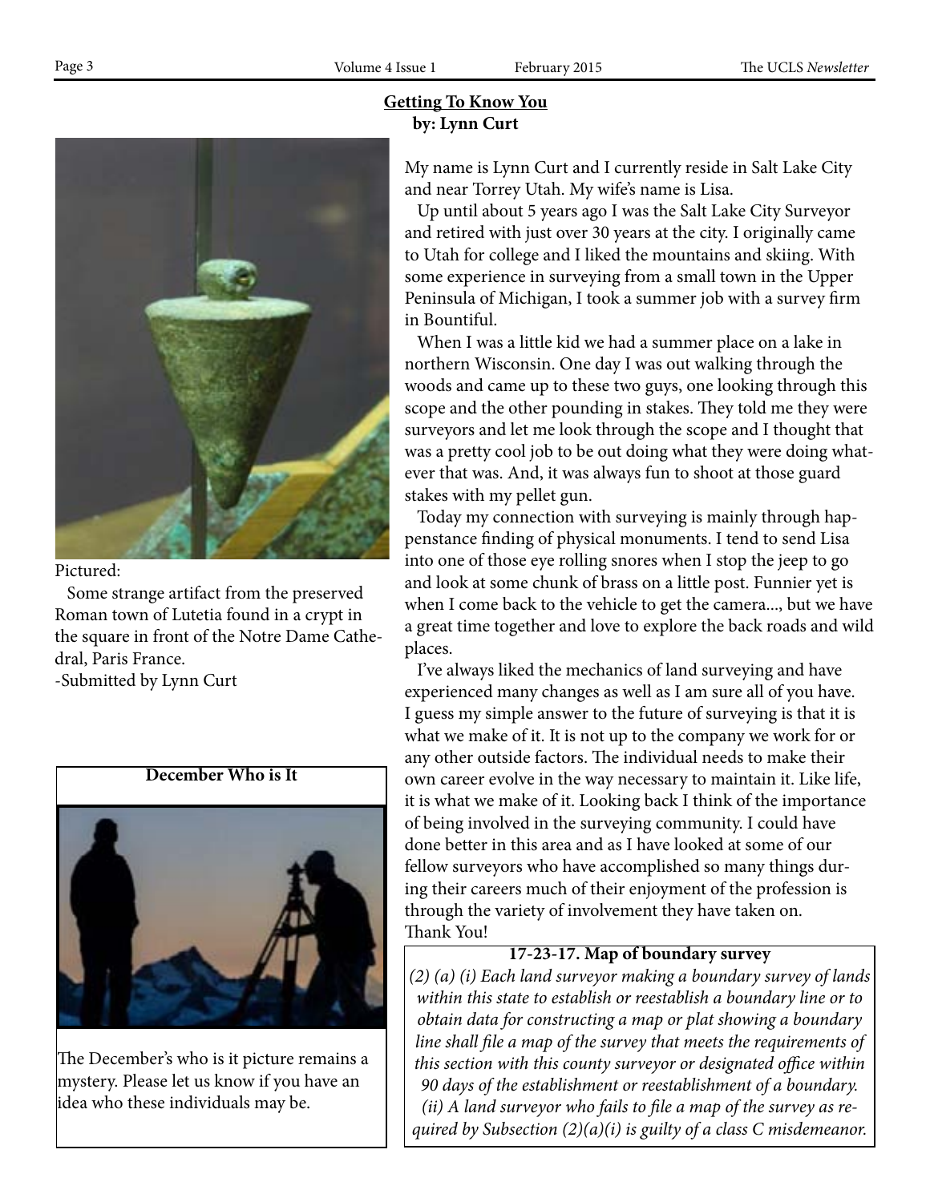## Getting To Know You

**by: Lynn Curt**

My name is Lynn Curt and I currently reside in Salt Lake City and near Torrey Utah. My wife's name is Lisa.

Up until about 5 years ago I was the Salt Lake City Surveyor and retired with just over 30 years at the city. I originally came to Utah for college and I liked the mountains and skiing. With some experience in surveying from a small town in the Upper Peninsula of Michigan, I took a summer job with a survey firm in Bountiful.

When I was a little kid we had a summer place on a lake in northern Wisconsin. One day I was out walking through the woods and came up to these two guys, one looking through this scope and the other pounding in stakes. They told me they were surveyors and let me look through the scope and I thought that was a pretty cool job to be out doing what they were doing whatever that was. And, it was always fun to shoot at those guard stakes with my pellet gun.

Today my connection with surveying is mainly through happenstance finding of physical monuments. I tend to send Lisa into one of those eye rolling snores when I stop the jeep to go and look at some chunk of brass on a little post. Funnier yet is when I come back to the vehicle to get the camera..., but we have a great time together and love to explore the back roads and wild places.

I've always liked the mechanics of land surveying and have experienced many changes as well as I am sure all of you have. I guess my simple answer to the future of surveying is that it is what we make of it. It is not up to the company we work for or any other outside factors. The individual needs to make their own career evolve in the way necessary to maintain it. Like life, it is what we make of it. Looking back I think of the importance of being involved in the surveying community. I could have done better in this area and as I have looked at some of our fellow surveyors who have accomplished so many things during their careers much of their enjoyment of the profession is through the variety of involvement they have taken on.

Thank You!

Pictured:

Some strange artifact from the preserved Roman town of Lutetia found in a crypt in the square in front of the Notre Dame Cathedral, Paris France.

-Submitted by Lynn Curt

**December Who is It**

The December's who is it picture remains a mystery. Please let us know if you have an idea who these individuals may be.

**17-23-17. Map of boundary survey**

*(2) (a) (i) Each land surveyor making a boundary survey of lands within this state to establish or reestablish a boundary line or to obtain data for constructing a map or plat showing a boundary line shall file a map of the survey that meets the requirements of this section with this county surveyor or designated office within 90 days of the establishment or reestablishment of a boundary. (ii) A land surveyor who fails to file a map of the survey as required by Subsection (2)(a)(i) is guilty of a class C misdemeanor.*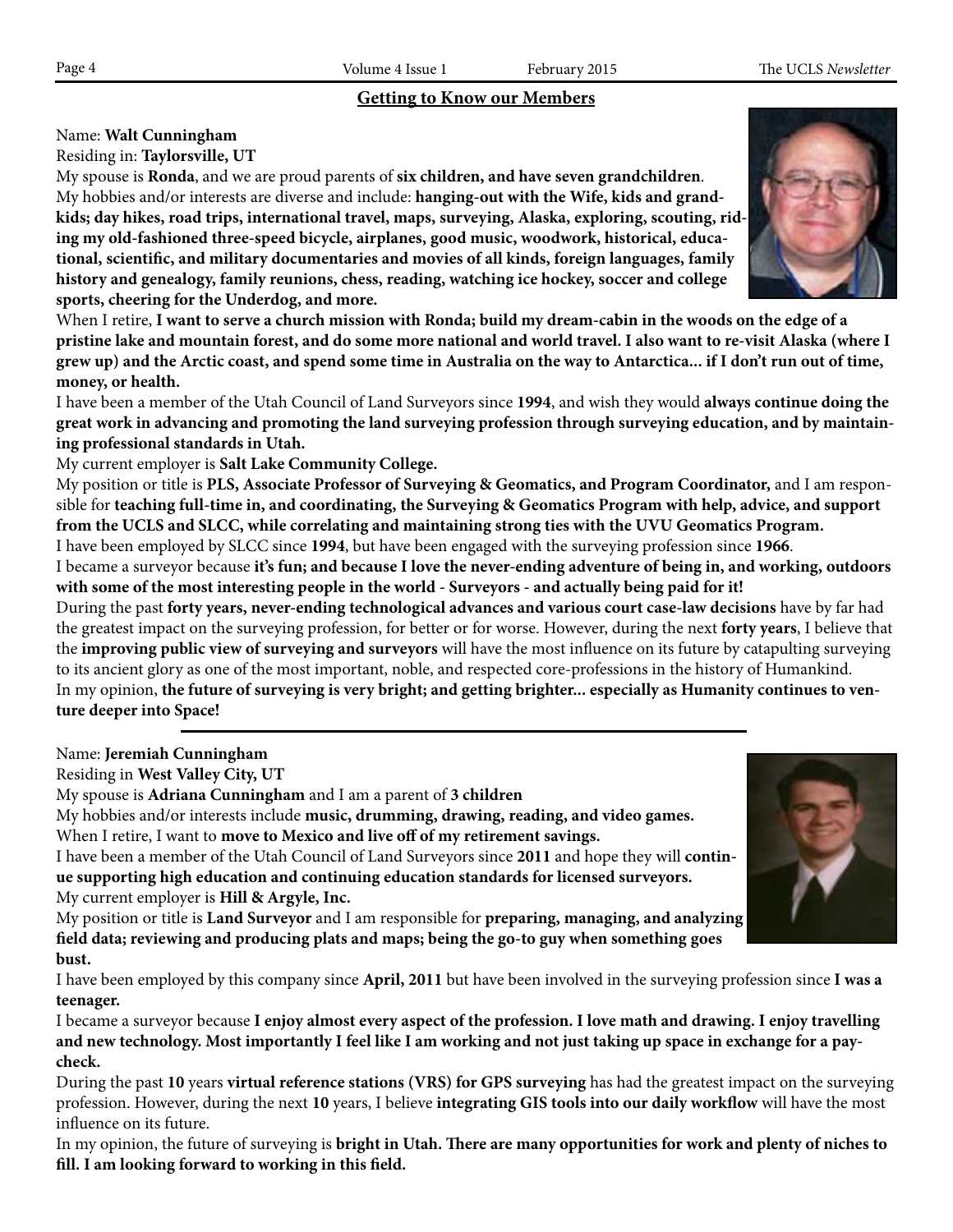## Getting to Know our Members

Name: **Walt Cunningham**

Residing in: **Taylorsville, UT**

My spouse is **Ronda**, and we are proud parents of **six children, and have seven grandchildren**.

My hobbies and/or interests are diverse and include: **hanging-out with the Wife, kids and grandkids; day hikes, road trips, international travel, maps, surveying, Alaska, exploring, scouting, riding my old-fashioned three-speed bicycle, airplanes, good music, woodwork, historical, educational, scientific, and military documentaries and movies of all kinds, foreign languages, family history and genealogy, family reunions, chess, reading, watching ice hockey, soccer and college sports, cheering for the Underdog, and more.**

When I retire, **I want to serve a church mission with Ronda; build my dream-cabin in the woods on the edge of a pristine lake and mountain forest, and do some more national and world travel. I also want to re-visit Alaska (where I grew up) and the Arctic coast, and spend some time in Australia on the way to Antarctica... if I don't run out of time, money, or health.**

I have been a member of the Utah Council of Land Surveyors since **1994**, and wish they would **always continue doing the great work in advancing and promoting the land surveying profession through surveying education, and by maintaining professional standards in Utah.**

My current employer is **Salt Lake Community College.**

My position or title is **PLS, Associate Professor of Surveying & Geomatics, and Program Coordinator,** and I am responsible for **teaching full-time in, and coordinating, the Surveying & Geomatics Program with help, advice, and support from the UCLS and SLCC, while correlating and maintaining strong ties with the UVU Geomatics Program.**

I have been employed by SLCC since **1994**, but have been engaged with the surveying profession since **1966**.

I became a surveyor because **it's fun; and because I love the never-ending adventure of being in, and working, outdoors with some of the most interesting people in the world - Surveyors - and actually being paid for it!**

During the past **forty years, never-ending technological advances and various court case-law decisions** have by far had the greatest impact on the surveying profession, for better or for worse. However, during the next **forty years**, I believe that the **improving public view of surveying and surveyors** will have the most influence on its future by catapulting surveying to its ancient glory as one of the most important, noble, and respected core-professions in the history of Humankind.

In my opinion, **the future of surveying is very bright; and getting brighter... especially as Humanity continues to venture deeper into Space!**

---

Name: **Jeremiah Cunningham**

Residing in **West Valley City, UT**

My spouse is **Adriana Cunningham** and I am a parent of **3 children**

My hobbies and/or interests include **music, drumming, drawing, reading, and video games.**

When I retire, I want to **move to Mexico and live off of my retirement savings.**

I have been a member of the Utah Council of Land Surveyors since **2011** and hope they will **continue supporting high education and continuing education standards for licensed surveyors.**

My current employer is **Hill & Argyle, Inc.**

My position or title is **Land Surveyor** and I am responsible for **preparing, managing, and analyzing field data; reviewing and producing plats and maps; being the go-to guy when something goes bust.**

I have been employed by this company since **April, 2011** but have been involved in the surveying profession since **I was a teenager.**

I became a surveyor because **I enjoy almost every aspect of the profession. I love math and drawing. I enjoy travelling and new technology. Most importantly I feel like I am working and not just taking up space in exchange for a paycheck.**

During the past **10** years **virtual reference stations (VRS) for GPS surveying** has had the greatest impact on the surveying profession. However, during the next **10** years, I believe **integrating GIS tools into our daily workflow** will have the most influence on its future.

In my opinion, the future of surveying is **bright in Utah. There are many opportunities for work and plenty of niches to fill. I am looking forward to working in this field.**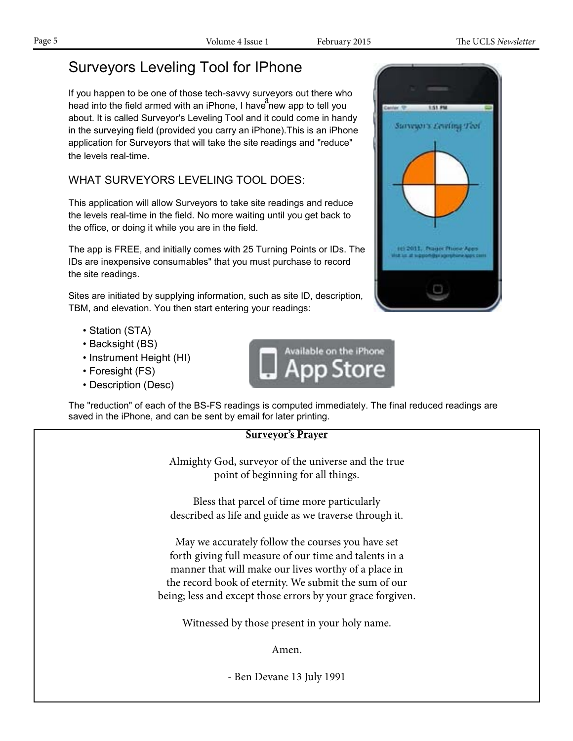# Surveyors Leveling Tool for IPhone

If you happen to be one of those tech-savvy surveyors out there who head into the field armed with an iPhone, I have a new app to tell you about. It is called Surveyor's Leveling Tool and it could come in handy in the surveying field (provided you carry an iPhone).This is an iPhone application for Surveyors that will take the site readings and "reduce" the levels real-time.

## WHAT SURVEYORS LEVELING TOOL DOES:

This application will allow Surveyors to take site readings and reduce the levels real-time in the field. No more waiting until you get back to the office, or doing it while you are in the field.

The app is FREE, and initially comes with 25 Turning Points or IDs. The IDs are inexpensive consumables" that you must purchase to record the site readings.

Sites are initiated by supplying information, such as site ID, description, TBM, and elevation. You then start entering your readings:

- Station (STA)
- Backsight (BS)
- Instrument Height (HI)
- Foresight (FS)
- Description (Desc)

The "reduction" of each of the BS-FS readings is computed immediately. The final reduced readings are saved in the iPhone, and can be sent by email for later printing.

---

**Surveyor's Prayer**

Almighty God, surveyor of the universe and the true
point of beginning for all things.

Bless that parcel of time more particularly
described as life and guide as we traverse through it.

May we accurately follow the courses you have set
forth giving full measure of our time and talents in a
manner that will make our lives worthy of a place in
the record book of eternity. We submit the sum of our
being; less and except those errors by your grace forgiven.

Witnessed by those present in your holy name.

Amen.

- Ben Devane 13 July 1991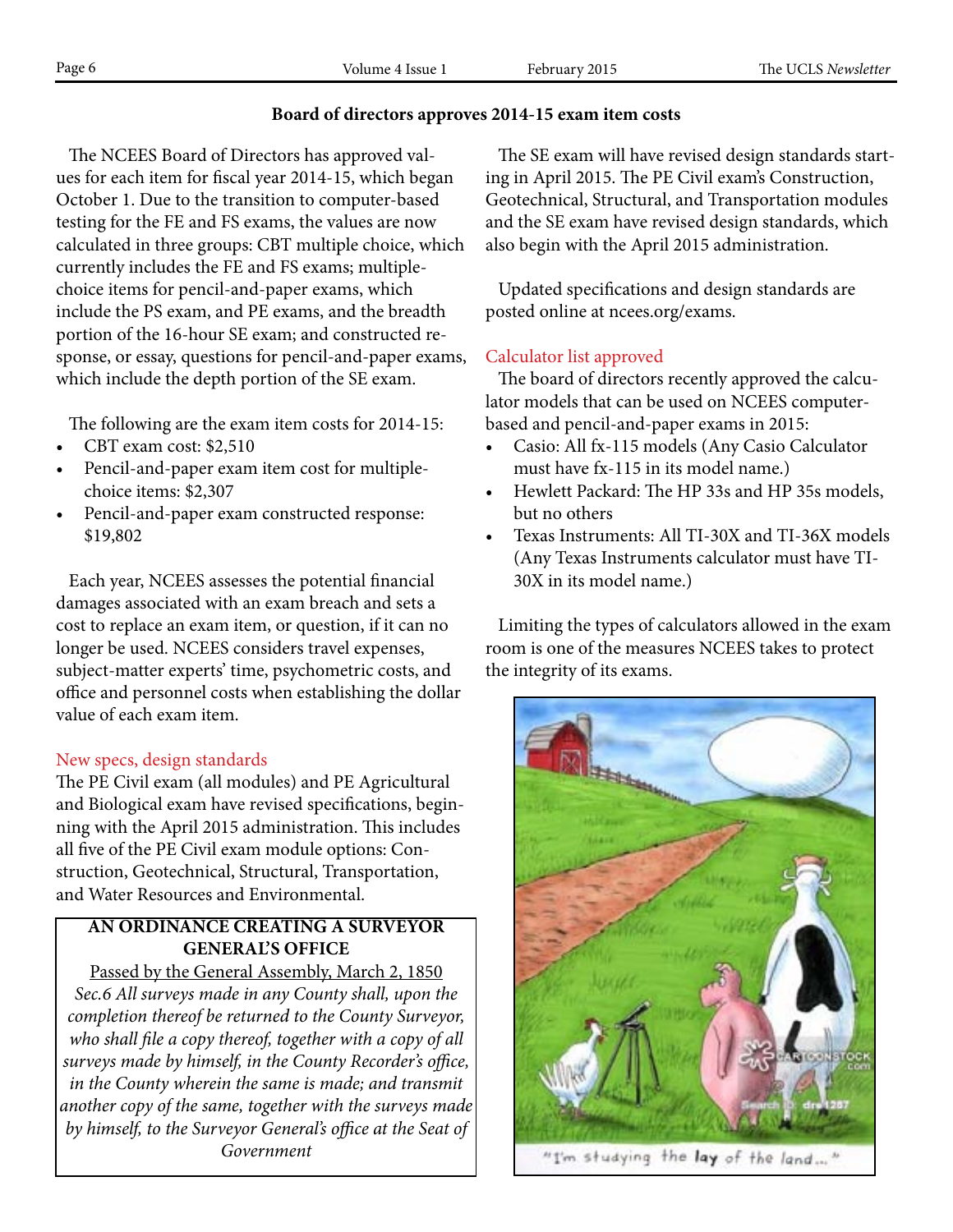## Board of directors approves 2014-15 exam item costs

The NCEES Board of Directors has approved values for each item for fiscal year 2014-15, which began October 1. Due to the transition to computer-based testing for the FE and FS exams, the values are now calculated in three groups: CBT multiple choice, which currently includes the FE and FS exams; multiple-choice items for pencil-and-paper exams, which include the PS exam, and PE exams, and the breadth portion of the 16-hour SE exam; and constructed response, or essay, questions for pencil-and-paper exams, which include the depth portion of the SE exam.

The following are the exam item costs for 2014-15:

- CBT exam cost: $2,510
- Pencil-and-paper exam item cost for multiple-choice items: $2,307
- Pencil-and-paper exam constructed response: $19,802

Each year, NCEES assesses the potential financial damages associated with an exam breach and sets a cost to replace an exam item, or question, if it can no longer be used. NCEES considers travel expenses, subject-matter experts' time, psychometric costs, and office and personnel costs when establishing the dollar value of each exam item.

### New specs, design standards

The PE Civil exam (all modules) and PE Agricultural and Biological exam have revised specifications, beginning with the April 2015 administration. This includes all five of the PE Civil exam module options: Construction, Geotechnical, Structural, Transportation, and Water Resources and Environmental.

**AN ORDINANCE CREATING A SURVEYOR GENERAL'S OFFICE**

Passed by the General Assembly, March 2, 1850

*Sec.6 All surveys made in any County shall, upon the completion thereof be returned to the County Surveyor, who shall file a copy thereof, together with a copy of all surveys made by himself, in the County Recorder's office, in the County wherein the same is made; and transmit another copy of the same, together with the surveys made by himself, to the Surveyor General's office at the Seat of Government*

The SE exam will have revised design standards starting in April 2015. The PE Civil exam's Construction, Geotechnical, Structural, and Transportation modules and the SE exam have revised design standards, which also begin with the April 2015 administration.

Updated specifications and design standards are posted online at ncees.org/exams.

### Calculator list approved

The board of directors recently approved the calculator models that can be used on NCEES computer-based and pencil-and-paper exams in 2015:

- Casio: All fx-115 models (Any Casio Calculator must have fx-115 in its model name.)
- Hewlett Packard: The HP 33s and HP 35s models, but no others
- Texas Instruments: All TI-30X and TI-36X models (Any Texas Instruments calculator must have TI-30X in its model name.)

Limiting the types of calculators allowed in the exam room is one of the measures NCEES takes to protect the integrity of its exams.

"I'm studying the lay of the land..."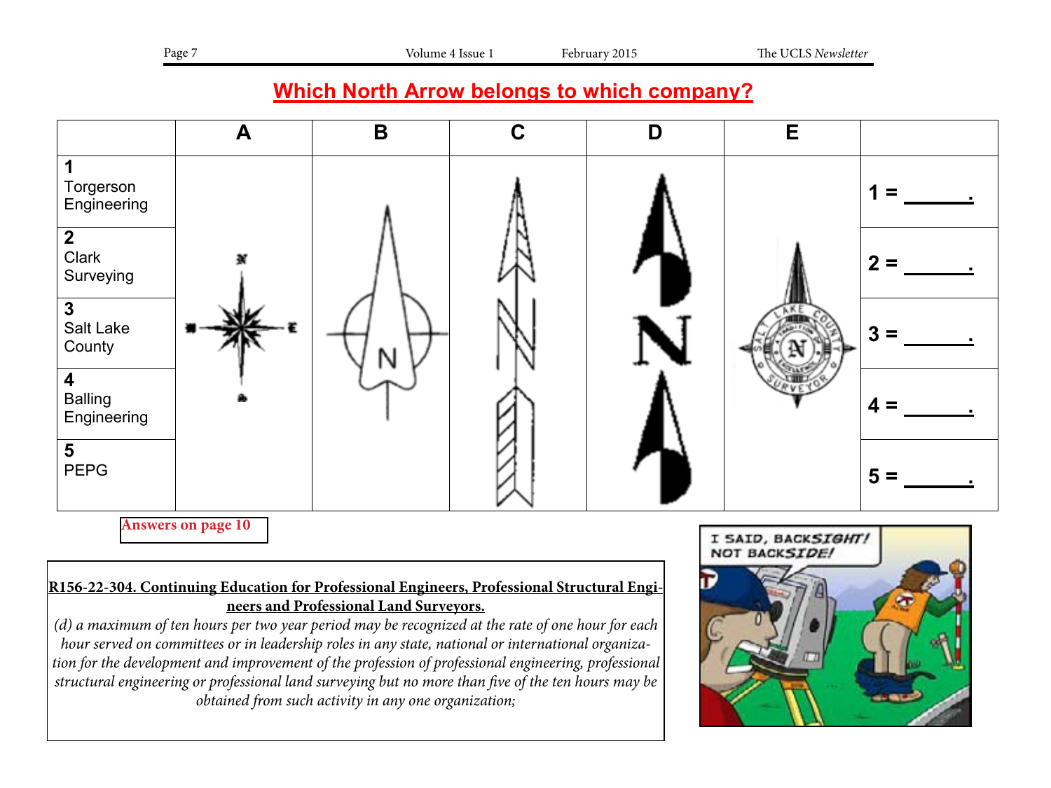## Which North Arrow belongs to which company?

|  | A | B | C | D | E |  |
|---|---|---|---|---|---|---|
| 1 Torgerson Engineering |  |  |  |  |  | 1 = ______. |
| 2 Clark Surveying |  |  |  |  |  | 2 = ______. |
| 3 Salt Lake County |  |  |  |  |  | 3 = ______. |
| 4 Balling Engineering |  |  |  |  |  | 4 = ______. |
| 5 PEPG |  |  |  |  |  | 5 = ______. |

**Answers on page 10**

**R156-22-304. Continuing Education for Professional Engineers, Professional Structural Engineers and Professional Land Surveyors.**

*(d) a maximum of ten hours per two year period may be recognized at the rate of one hour for each hour served on committees or in leadership roles in any state, national or international organization for the development and improvement of the profession of professional engineering, professional structural engineering or professional land surveying but no more than five of the ten hours may be obtained from such activity in any one organization;*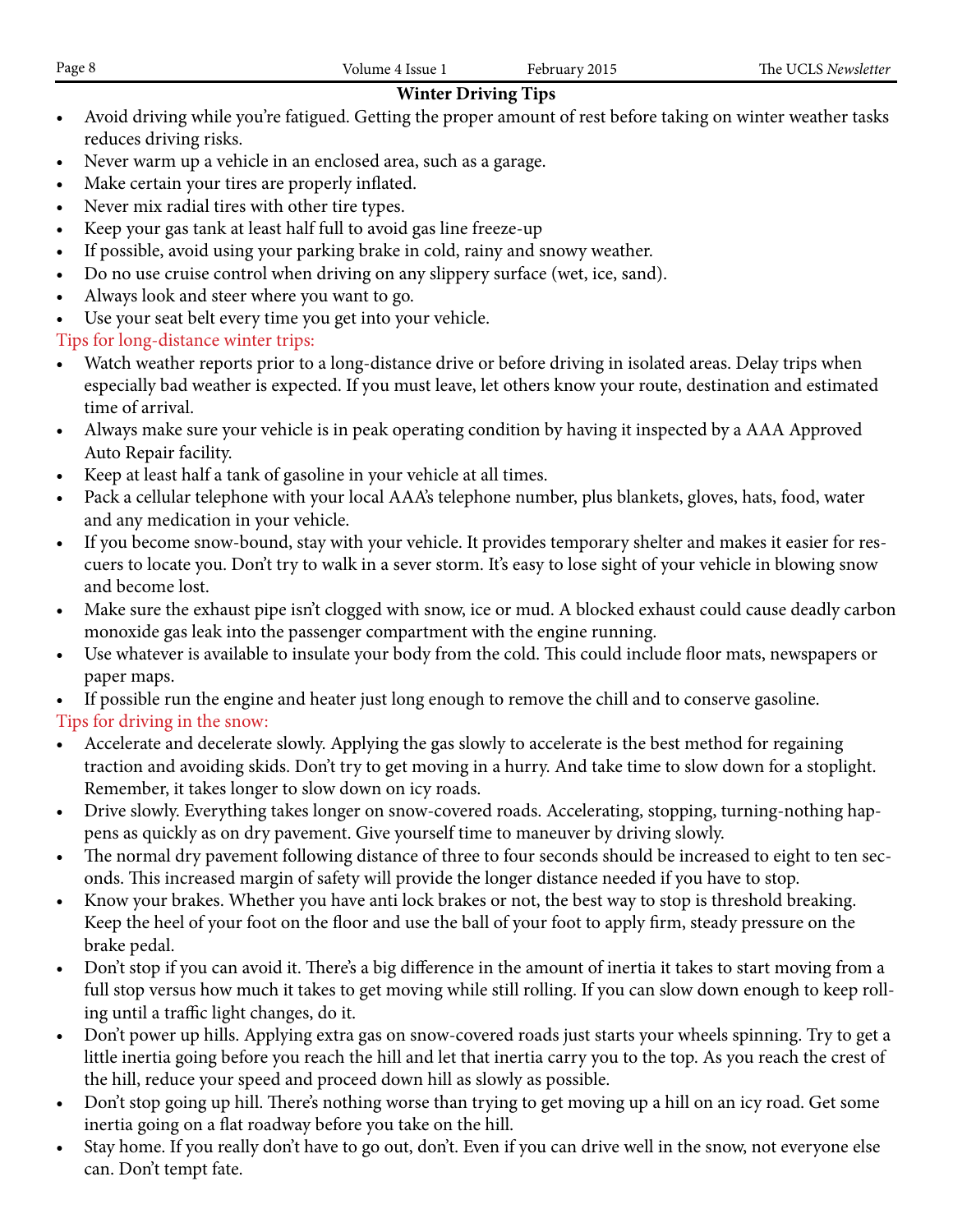## Winter Driving Tips

- Avoid driving while you're fatigued. Getting the proper amount of rest before taking on winter weather tasks reduces driving risks.
- Never warm up a vehicle in an enclosed area, such as a garage.
- Make certain your tires are properly inflated.
- Never mix radial tires with other tire types.
- Keep your gas tank at least half full to avoid gas line freeze-up
- If possible, avoid using your parking brake in cold, rainy and snowy weather.
- Do no use cruise control when driving on any slippery surface (wet, ice, sand).
- Always look and steer where you want to go.
- Use your seat belt every time you get into your vehicle.

### Tips for long-distance winter trips:

- Watch weather reports prior to a long-distance drive or before driving in isolated areas. Delay trips when especially bad weather is expected. If you must leave, let others know your route, destination and estimated time of arrival.
- Always make sure your vehicle is in peak operating condition by having it inspected by a AAA Approved Auto Repair facility.
- Keep at least half a tank of gasoline in your vehicle at all times.
- Pack a cellular telephone with your local AAA's telephone number, plus blankets, gloves, hats, food, water and any medication in your vehicle.
- If you become snow-bound, stay with your vehicle. It provides temporary shelter and makes it easier for rescuers to locate you. Don't try to walk in a sever storm. It's easy to lose sight of your vehicle in blowing snow and become lost.
- Make sure the exhaust pipe isn't clogged with snow, ice or mud. A blocked exhaust could cause deadly carbon monoxide gas leak into the passenger compartment with the engine running.
- Use whatever is available to insulate your body from the cold. This could include floor mats, newspapers or paper maps.
- If possible run the engine and heater just long enough to remove the chill and to conserve gasoline.

### Tips for driving in the snow:

- Accelerate and decelerate slowly. Applying the gas slowly to accelerate is the best method for regaining traction and avoiding skids. Don't try to get moving in a hurry. And take time to slow down for a stoplight. Remember, it takes longer to slow down on icy roads.
- Drive slowly. Everything takes longer on snow-covered roads. Accelerating, stopping, turning-nothing happens as quickly as on dry pavement. Give yourself time to maneuver by driving slowly.
- The normal dry pavement following distance of three to four seconds should be increased to eight to ten seconds. This increased margin of safety will provide the longer distance needed if you have to stop.
- Know your brakes. Whether you have anti lock brakes or not, the best way to stop is threshold breaking. Keep the heel of your foot on the floor and use the ball of your foot to apply firm, steady pressure on the brake pedal.
- Don't stop if you can avoid it. There's a big difference in the amount of inertia it takes to start moving from a full stop versus how much it takes to get moving while still rolling. If you can slow down enough to keep rolling until a traffic light changes, do it.
- Don't power up hills. Applying extra gas on snow-covered roads just starts your wheels spinning. Try to get a little inertia going before you reach the hill and let that inertia carry you to the top. As you reach the crest of the hill, reduce your speed and proceed down hill as slowly as possible.
- Don't stop going up hill. There's nothing worse than trying to get moving up a hill on an icy road. Get some inertia going on a flat roadway before you take on the hill.
- Stay home. If you really don't have to go out, don't. Even if you can drive well in the snow, not everyone else can. Don't tempt fate.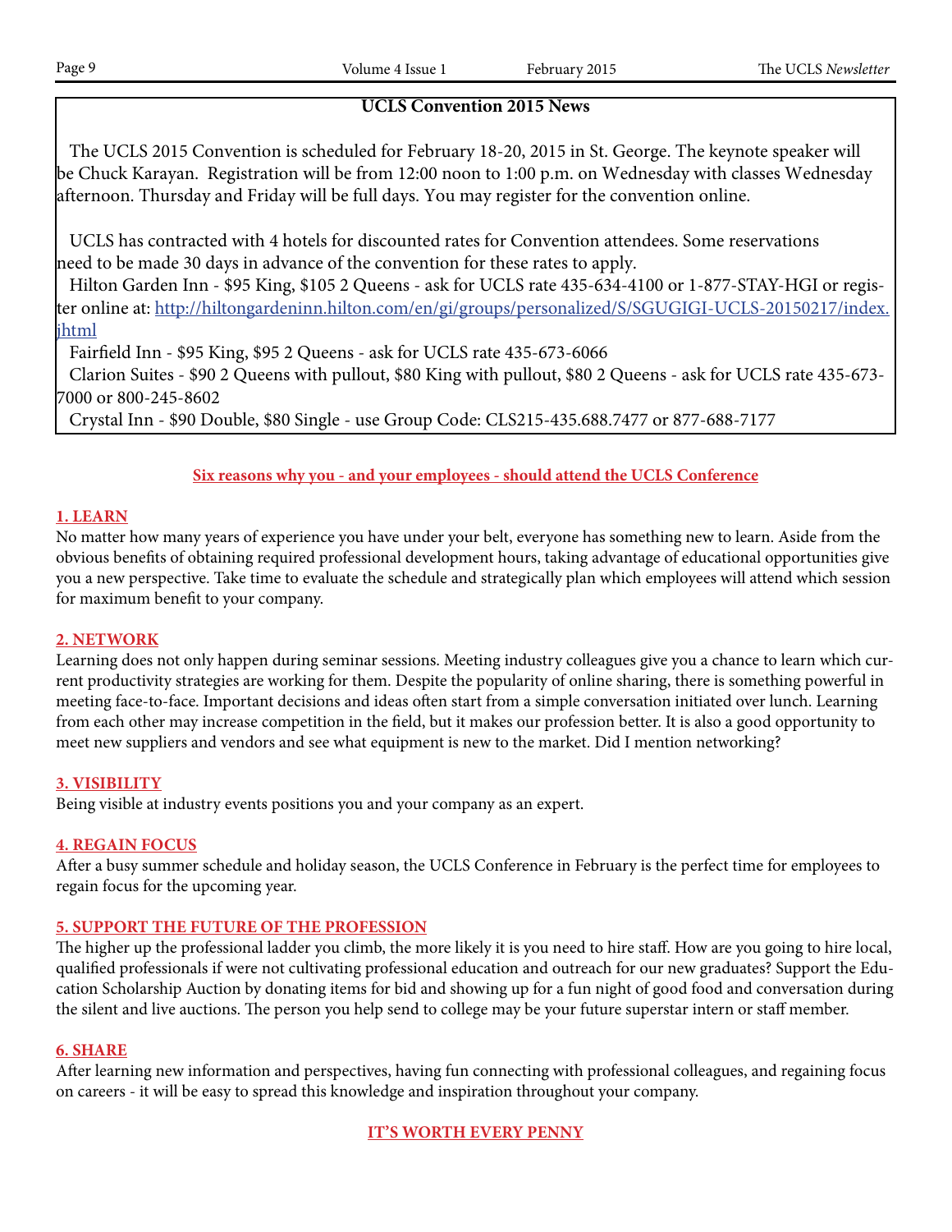## UCLS Convention 2015 News

The UCLS 2015 Convention is scheduled for February 18-20, 2015 in St. George. The keynote speaker will be Chuck Karayan. Registration will be from 12:00 noon to 1:00 p.m. on Wednesday with classes Wednesday afternoon. Thursday and Friday will be full days. You may register for the convention online.

UCLS has contracted with 4 hotels for discounted rates for Convention attendees. Some reservations need to be made 30 days in advance of the convention for these rates to apply.

Hilton Garden Inn - $95 King, $105 2 Queens - ask for UCLS rate 435-634-4100 or 1-877-STAY-HGI or register online at: http://hiltongardeninn.hilton.com/en/gi/groups/personalized/S/SGUGIGI-UCLS-20150217/index.jhtml

Fairfield Inn - $95 King, $95 2 Queens - ask for UCLS rate 435-673-6066

Clarion Suites - $90 2 Queens with pullout, $80 King with pullout, $80 2 Queens - ask for UCLS rate 435-673-7000 or 800-245-8602

Crystal Inn - $90 Double, $80 Single - use Group Code: CLS215-435.688.7477 or 877-688-7177

## Six reasons why you - and your employees - should attend the UCLS Conference

### 1. LEARN

No matter how many years of experience you have under your belt, everyone has something new to learn. Aside from the obvious benefits of obtaining required professional development hours, taking advantage of educational opportunities give you a new perspective. Take time to evaluate the schedule and strategically plan which employees will attend which session for maximum benefit to your company.

### 2. NETWORK

Learning does not only happen during seminar sessions. Meeting industry colleagues give you a chance to learn which current productivity strategies are working for them. Despite the popularity of online sharing, there is something powerful in meeting face-to-face. Important decisions and ideas often start from a simple conversation initiated over lunch. Learning from each other may increase competition in the field, but it makes our profession better. It is also a good opportunity to meet new suppliers and vendors and see what equipment is new to the market. Did I mention networking?

### 3. VISIBILITY

Being visible at industry events positions you and your company as an expert.

### 4. REGAIN FOCUS

After a busy summer schedule and holiday season, the UCLS Conference in February is the perfect time for employees to regain focus for the upcoming year.

### 5. SUPPORT THE FUTURE OF THE PROFESSION

The higher up the professional ladder you climb, the more likely it is you need to hire staff. How are you going to hire local, qualified professionals if were not cultivating professional education and outreach for our new graduates? Support the Education Scholarship Auction by donating items for bid and showing up for a fun night of good food and conversation during the silent and live auctions. The person you help send to college may be your future superstar intern or staff member.

### 6. SHARE

After learning new information and perspectives, having fun connecting with professional colleagues, and regaining focus on careers - it will be easy to spread this knowledge and inspiration throughout your company.

**IT'S WORTH EVERY PENNY**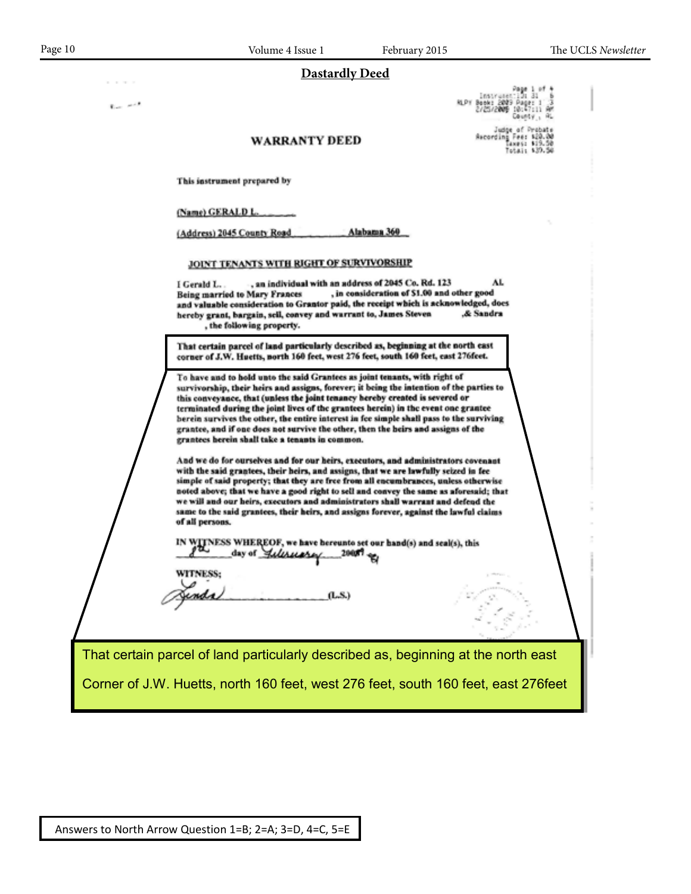## Dastardly Deed

Page 1 of 4
Instrument: 1 31 6
RLPY Book: 2009 Page: 1 3
2/25/2009 10:47:11 AM
County, AL

Judge of Probate
Recording Fee: $20.00
Taxes: $19.50
Total: $39.50

### WARRANTY DEED

This instrument prepared by

(Name) GERALD L.

(Address) 2045 County Road Alabama 360

**JOINT TENANTS WITH RIGHT OF SURVIVORSHIP**

I Gerald L. , an individual with an address of 2045 Co. Rd. 123 AL Being married to Mary Frances , in consideration of $1.00 and other good and valuable consideration to Grantor paid, the receipt which is acknowledged, does hereby grant, bargain, sell, convey and warrant to, James Steven ,& Sandra , the following property.

That certain parcel of land particularly described as, beginning at the north east corner of J.W. Huetts, north 160 feet, west 276 feet, south 160 feet, east 276feet.

To have and to hold unto the said Grantees as joint tenants, with right of survivorship, their heirs and assigns, forever; it being the intention of the parties to this conveyance, that (unless the joint tenancy hereby created is severed or terminated during the joint lives of the grantees herein) in the event one grantee herein survives the other, the entire interest in fee simple shall pass to the surviving grantee, and if one does not survive the other, then the heirs and assigns of the grantees herein shall take a tenants in common.

And we do for ourselves and for our heirs, executors, and administrators covenant with the said grantees, their heirs, and assigns, that we are lawfully seized in fee simple of said property; that they are free from all encumbrances, unless otherwise noted above; that we have a good right to sell and convey the same as aforesaid; that we will and our heirs, executors and administrators shall warrant and defend the same to the said grantees, their heirs, and assigns forever, against the lawful claims of all persons.

IN WITNESS WHEREOF, we have hereunto set our hand(s) and seal(s), this 8th day of February 2009

WITNESS;

Linda (L.S.)

That certain parcel of land particularly described as, beginning at the north east Corner of J.W. Huetts, north 160 feet, west 276 feet, south 160 feet, east 276feet

Answers to North Arrow Question 1=B; 2=A; 3=D, 4=C, 5=E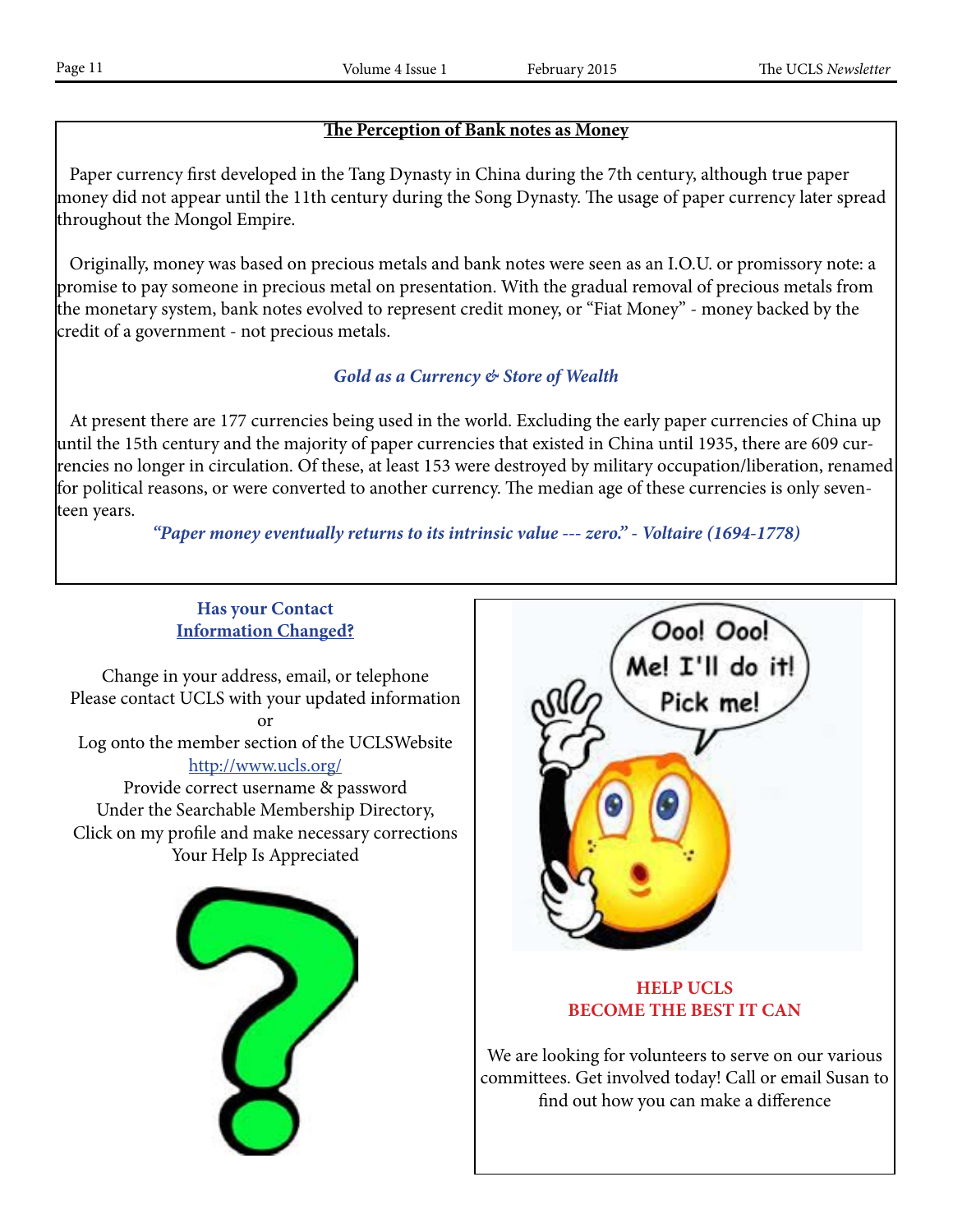## The Perception of Bank notes as Money

Paper currency first developed in the Tang Dynasty in China during the 7th century, although true paper money did not appear until the 11th century during the Song Dynasty. The usage of paper currency later spread throughout the Mongol Empire.

Originally, money was based on precious metals and bank notes were seen as an I.O.U. or promissory note: a promise to pay someone in precious metal on presentation. With the gradual removal of precious metals from the monetary system, bank notes evolved to represent credit money, or "Fiat Money" - money backed by the credit of a government - not precious metals.

### *Gold as a Currency & Store of Wealth*

At present there are 177 currencies being used in the world. Excluding the early paper currencies of China up until the 15th century and the majority of paper currencies that existed in China until 1935, there are 609 currencies no longer in circulation. Of these, at least 153 were destroyed by military occupation/liberation, renamed for political reasons, or were converted to another currency. The median age of these currencies is only seventeen years.

*"Paper money eventually returns to its intrinsic value --- zero." - Voltaire (1694-1778)*

### Has your Contact Information Changed?

Change in your address, email, or telephone
Please contact UCLS with your updated information
or
Log onto the member section of the UCLSWebsite
http://www.ucls.org/
Provide correct username & password
Under the Searchable Membership Directory,
Click on my profile and make necessary corrections
Your Help Is Appreciated

Ooo! Ooo! Me! I'll do it! Pick me!

### HELP UCLS BECOME THE BEST IT CAN

We are looking for volunteers to serve on our various committees. Get involved today! Call or email Susan to find out how you can make a difference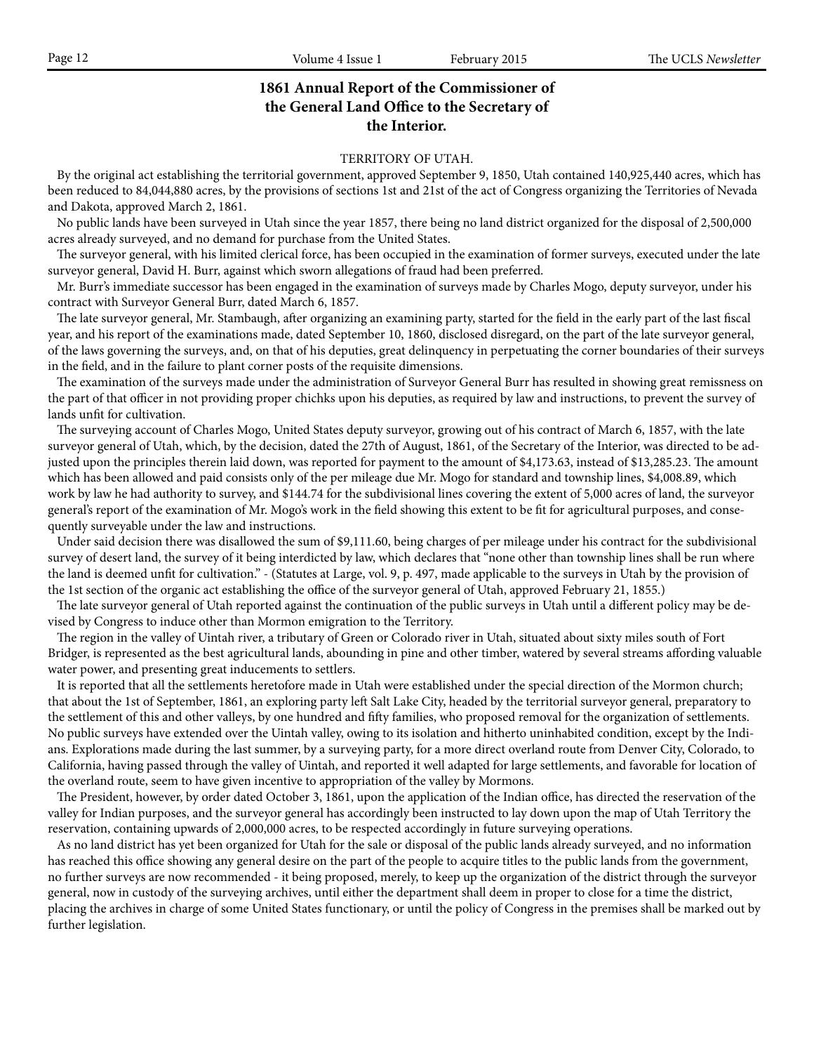## 1861 Annual Report of the Commissioner of the General Land Office to the Secretary of the Interior.

TERRITORY OF UTAH.

By the original act establishing the territorial government, approved September 9, 1850, Utah contained 140,925,440 acres, which has been reduced to 84,044,880 acres, by the provisions of sections 1st and 21st of the act of Congress organizing the Territories of Nevada and Dakota, approved March 2, 1861.

No public lands have been surveyed in Utah since the year 1857, there being no land district organized for the disposal of 2,500,000 acres already surveyed, and no demand for purchase from the United States.

The surveyor general, with his limited clerical force, has been occupied in the examination of former surveys, executed under the late surveyor general, David H. Burr, against which sworn allegations of fraud had been preferred.

Mr. Burr's immediate successor has been engaged in the examination of surveys made by Charles Mogo, deputy surveyor, under his contract with Surveyor General Burr, dated March 6, 1857.

The late surveyor general, Mr. Stambaugh, after organizing an examining party, started for the field in the early part of the last fiscal year, and his report of the examinations made, dated September 10, 1860, disclosed disregard, on the part of the late surveyor general, of the laws governing the surveys, and, on that of his deputies, great delinquency in perpetuating the corner boundaries of their surveys in the field, and in the failure to plant corner posts of the requisite dimensions.

The examination of the surveys made under the administration of Surveyor General Burr has resulted in showing great remissness on the part of that officer in not providing proper chichks upon his deputies, as required by law and instructions, to prevent the survey of lands unfit for cultivation.

The surveying account of Charles Mogo, United States deputy surveyor, growing out of his contract of March 6, 1857, with the late surveyor general of Utah, which, by the decision, dated the 27th of August, 1861, of the Secretary of the Interior, was directed to be adjusted upon the principles therein laid down, was reported for payment to the amount of $4,173.63, instead of $13,285.23. The amount which has been allowed and paid consists only of the per mileage due Mr. Mogo for standard and township lines, $4,008.89, which work by law he had authority to survey, and $144.74 for the subdivisional lines covering the extent of 5,000 acres of land, the surveyor general's report of the examination of Mr. Mogo's work in the field showing this extent to be fit for agricultural purposes, and consequently surveyable under the law and instructions.

Under said decision there was disallowed the sum of $9,111.60, being charges of per mileage under his contract for the subdivisional survey of desert land, the survey of it being interdicted by law, which declares that "none other than township lines shall be run where the land is deemed unfit for cultivation." - (Statutes at Large, vol. 9, p. 497, made applicable to the surveys in Utah by the provision of the 1st section of the organic act establishing the office of the surveyor general of Utah, approved February 21, 1855.)

The late surveyor general of Utah reported against the continuation of the public surveys in Utah until a different policy may be devised by Congress to induce other than Mormon emigration to the Territory.

The region in the valley of Uintah river, a tributary of Green or Colorado river in Utah, situated about sixty miles south of Fort Bridger, is represented as the best agricultural lands, abounding in pine and other timber, watered by several streams affording valuable water power, and presenting great inducements to settlers.

It is reported that all the settlements heretofore made in Utah were established under the special direction of the Mormon church; that about the 1st of September, 1861, an exploring party left Salt Lake City, headed by the territorial surveyor general, preparatory to the settlement of this and other valleys, by one hundred and fifty families, who proposed removal for the organization of settlements. No public surveys have extended over the Uintah valley, owing to its isolation and hitherto uninhabited condition, except by the Indians. Explorations made during the last summer, by a surveying party, for a more direct overland route from Denver City, Colorado, to California, having passed through the valley of Uintah, and reported it well adapted for large settlements, and favorable for location of the overland route, seem to have given incentive to appropriation of the valley by Mormons.

The President, however, by order dated October 3, 1861, upon the application of the Indian office, has directed the reservation of the valley for Indian purposes, and the surveyor general has accordingly been instructed to lay down upon the map of Utah Territory the reservation, containing upwards of 2,000,000 acres, to be respected accordingly in future surveying operations.

As no land district has yet been organized for Utah for the sale or disposal of the public lands already surveyed, and no information has reached this office showing any general desire on the part of the people to acquire titles to the public lands from the government, no further surveys are now recommended - it being proposed, merely, to keep up the organization of the district through the surveyor general, now in custody of the surveying archives, until either the department shall deem in proper to close for a time the district, placing the archives in charge of some United States functionary, or until the policy of Congress in the premises shall be marked out by further legislation.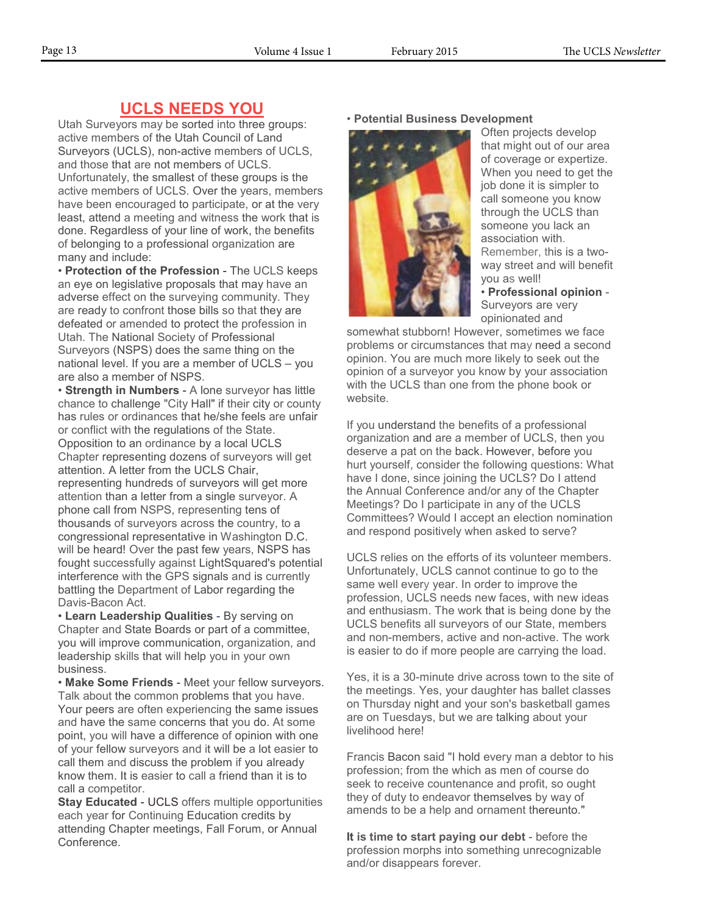# UCLS NEEDS YOU

Utah Surveyors may be sorted into three groups: active members of the Utah Council of Land Surveyors (UCLS), non-active members of UCLS, and those that are not members of UCLS. Unfortunately, the smallest of these groups is the active members of UCLS. Over the years, members have been encouraged to participate, or at the very least, attend a meeting and witness the work that is done. Regardless of your line of work, the benefits of belonging to a professional organization are many and include:

• **Protection of the Profession** - The UCLS keeps an eye on legislative proposals that may have an adverse effect on the surveying community. They are ready to confront those bills so that they are defeated or amended to protect the profession in Utah. The National Society of Professional Surveyors (NSPS) does the same thing on the national level. If you are a member of UCLS – you are also a member of NSPS.

• **Strength in Numbers** - A lone surveyor has little chance to challenge "City Hall" if their city or county has rules or ordinances that he/she feels are unfair or conflict with the regulations of the State. Opposition to an ordinance by a local UCLS Chapter representing dozens of surveyors will get attention. A letter from the UCLS Chair, representing hundreds of surveyors will get more attention than a letter from a single surveyor. A phone call from NSPS, representing tens of thousands of surveyors across the country, to a congressional representative in Washington D.C. will be heard! Over the past few years, NSPS has fought successfully against LightSquared's potential interference with the GPS signals and is currently battling the Department of Labor regarding the Davis-Bacon Act.

• **Learn Leadership Qualities** - By serving on Chapter and State Boards or part of a committee, you will improve communication, organization, and leadership skills that will help you in your own business.

• **Make Some Friends** - Meet your fellow surveyors. Talk about the common problems that you have. Your peers are often experiencing the same issues and have the same concerns that you do. At some point, you will have a difference of opinion with one of your fellow surveyors and it will be a lot easier to call them and discuss the problem if you already know them. It is easier to call a friend than it is to call a competitor.

**Stay Educated** - UCLS offers multiple opportunities each year for Continuing Education credits by attending Chapter meetings, Fall Forum, or Annual Conference.

• **Potential Business Development**

Often projects develop that might out of our area of coverage or expertize. When you need to get the job done it is simpler to call someone you know through the UCLS than someone you lack an association with. Remember, this is a two-way street and will benefit you as well!

• **Professional opinion** - Surveyors are very opinionated and somewhat stubborn! However, sometimes we face problems or circumstances that may need a second opinion. You are much more likely to seek out the opinion of a surveyor you know by your association with the UCLS than one from the phone book or website.

If you understand the benefits of a professional organization and are a member of UCLS, then you deserve a pat on the back. However, before you hurt yourself, consider the following questions: What have I done, since joining the UCLS? Do I attend the Annual Conference and/or any of the Chapter Meetings? Do I participate in any of the UCLS Committees? Would I accept an election nomination and respond positively when asked to serve?

UCLS relies on the efforts of its volunteer members. Unfortunately, UCLS cannot continue to go to the same well every year. In order to improve the profession, UCLS needs new faces, with new ideas and enthusiasm. The work that is being done by the UCLS benefits all surveyors of our State, members and non-members, active and non-active. The work is easier to do if more people are carrying the load.

Yes, it is a 30-minute drive across town to the site of the meetings. Yes, your daughter has ballet classes on Thursday night and your son's basketball games are on Tuesdays, but we are talking about your livelihood here!

Francis Bacon said "I hold every man a debtor to his profession; from the which as men of course do seek to receive countenance and profit, so ought they of duty to endeavor themselves by way of amends to be a help and ornament thereunto."

**It is time to start paying our debt** - before the profession morphs into something unrecognizable and/or disappears forever.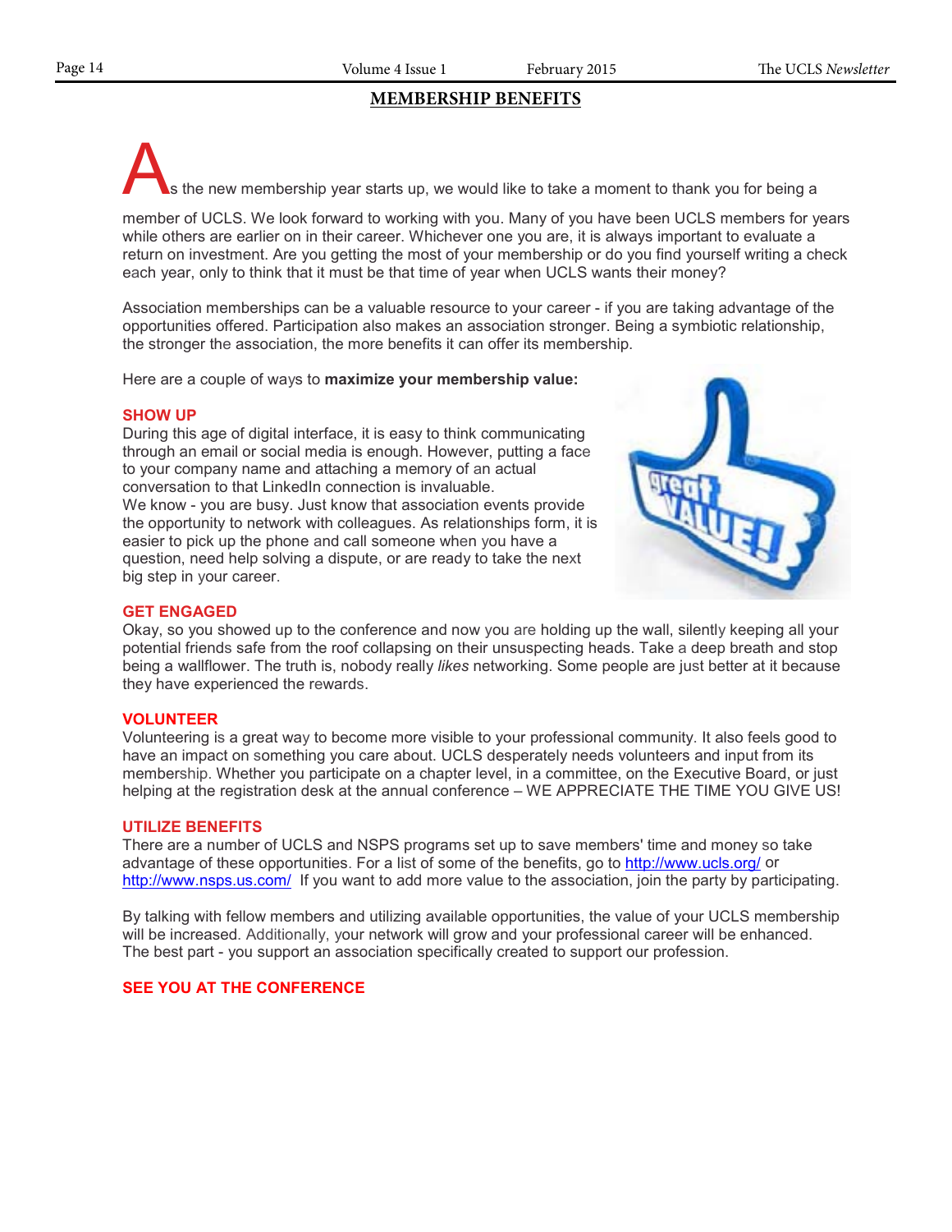## MEMBERSHIP BENEFITS

As the new membership year starts up, we would like to take a moment to thank you for being a member of UCLS. We look forward to working with you. Many of you have been UCLS members for years while others are earlier on in their career. Whichever one you are, it is always important to evaluate a return on investment. Are you getting the most of your membership or do you find yourself writing a check each year, only to think that it must be that time of year when UCLS wants their money?

Association memberships can be a valuable resource to your career - if you are taking advantage of the opportunities offered. Participation also makes an association stronger. Being a symbiotic relationship, the stronger the association, the more benefits it can offer its membership.

Here are a couple of ways to **maximize your membership value:**

### SHOW UP

During this age of digital interface, it is easy to think communicating through an email or social media is enough. However, putting a face to your company name and attaching a memory of an actual conversation to that LinkedIn connection is invaluable.
We know - you are busy. Just know that association events provide the opportunity to network with colleagues. As relationships form, it is easier to pick up the phone and call someone when you have a question, need help solving a dispute, or are ready to take the next big step in your career.

### GET ENGAGED

Okay, so you showed up to the conference and now you are holding up the wall, silently keeping all your potential friends safe from the roof collapsing on their unsuspecting heads. Take a deep breath and stop being a wallflower. The truth is, nobody really *likes* networking. Some people are just better at it because they have experienced the rewards.

### VOLUNTEER

Volunteering is a great way to become more visible to your professional community. It also feels good to have an impact on something you care about. UCLS desperately needs volunteers and input from its membership. Whether you participate on a chapter level, in a committee, on the Executive Board, or just helping at the registration desk at the annual conference – WE APPRECIATE THE TIME YOU GIVE US!

### UTILIZE BENEFITS

There are a number of UCLS and NSPS programs set up to save members' time and money so take advantage of these opportunities. For a list of some of the benefits, go to http://www.ucls.org/ or http://www.nsps.us.com/ If you want to add more value to the association, join the party by participating.

By talking with fellow members and utilizing available opportunities, the value of your UCLS membership will be increased. Additionally, your network will grow and your professional career will be enhanced. The best part - you support an association specifically created to support our profession.

**SEE YOU AT THE CONFERENCE**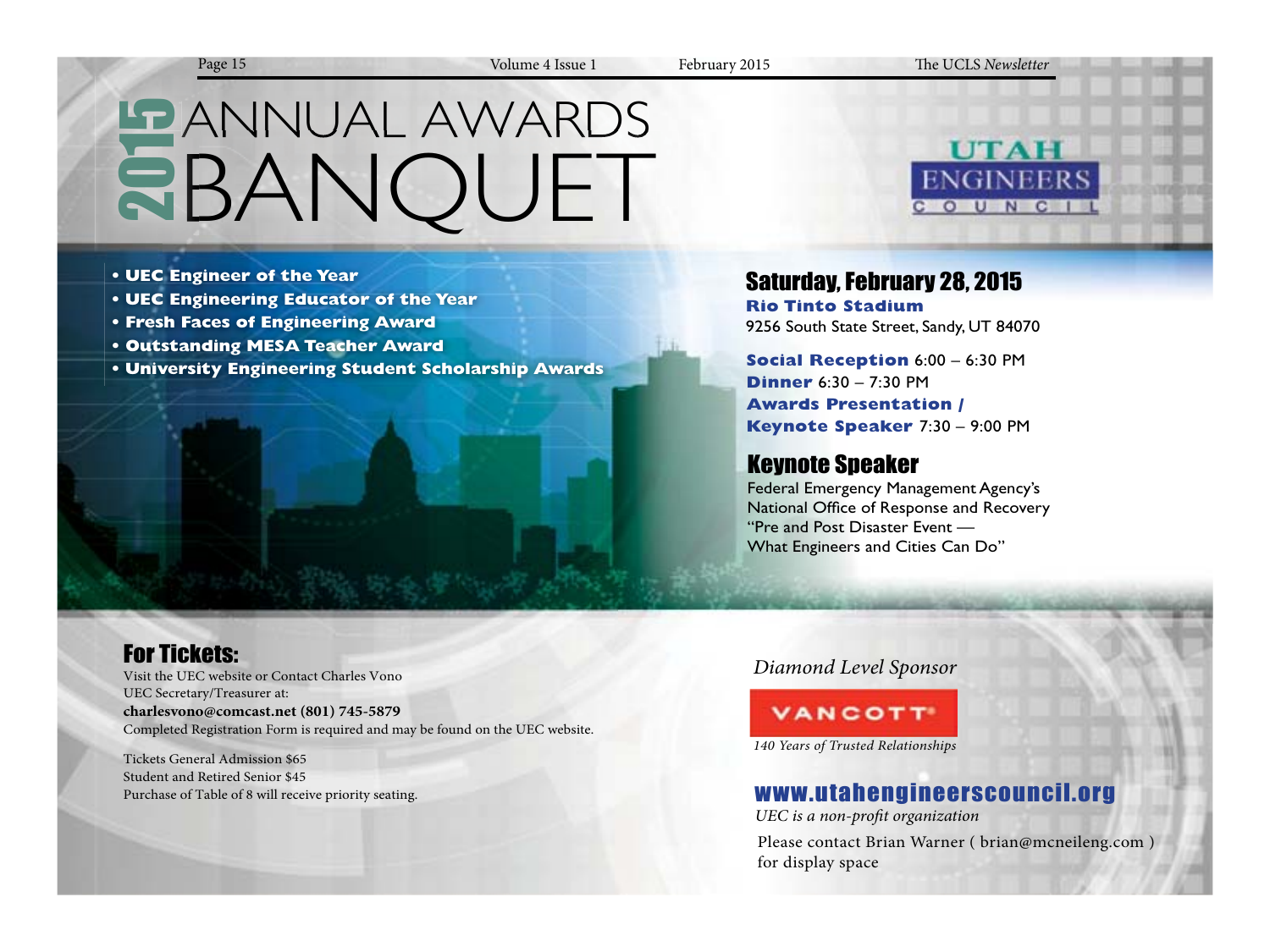# 2015 ANNUAL AWARDS BANQUET

UTAH ENGINEERS COUNCIL

- **UEC Engineer of the Year**
- **UEC Engineering Educator of the Year**
- **Fresh Faces of Engineering Award**
- **Outstanding MESA Teacher Award**
- **University Engineering Student Scholarship Awards**

## Saturday, February 28, 2015

**Rio Tinto Stadium**
9256 South State Street, Sandy, UT 84070

**Social Reception** 6:00 – 6:30 PM
**Dinner** 6:30 – 7:30 PM
**Awards Presentation /**
**Keynote Speaker** 7:30 – 9:00 PM

## Keynote Speaker

Federal Emergency Management Agency's
National Office of Response and Recovery
"Pre and Post Disaster Event —
What Engineers and Cities Can Do"

## For Tickets:

Visit the UEC website or Contact Charles Vono
UEC Secretary/Treasurer at:
**charlesvono@comcast.net (801) 745-5879**
Completed Registration Form is required and may be found on the UEC website.

Tickets General Admission $65
Student and Retired Senior $45
Purchase of Table of 8 will receive priority seating.

*Diamond Level Sponsor*

VANCOTT

*140 Years of Trusted Relationships*

**www.utahengineerscouncil.org**

*UEC is a non-profit organization*

Please contact Brian Warner ( brian@mcneileng.com ) for display space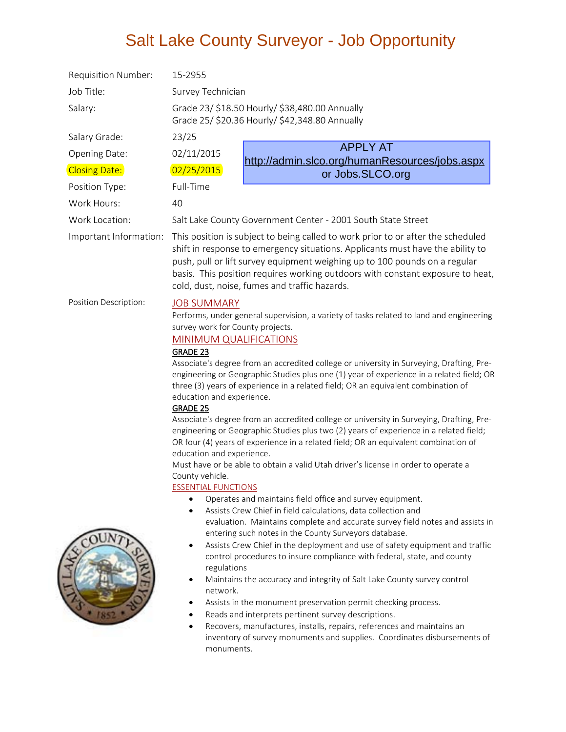# Salt Lake County Surveyor - Job Opportunity

| | |
|---|---|
| Requisition Number: | 15-2955 |
| Job Title: | Survey Technician |
| Salary: | Grade 23/ $18.50 Hourly/ $38,480.00 Annually<br>Grade 25/ $20.36 Hourly/ $42,348.80 Annually |
| Salary Grade: | 23/25 |
| Opening Date: | 02/11/2015 |
| Closing Date: | 02/25/2015 |
| Position Type: | Full-Time |
| Work Hours: | 40 |
| Work Location: | Salt Lake County Government Center - 2001 South State Street |
| Important Information: | This position is subject to being called to work prior to or after the scheduled shift in response to emergency situations. Applicants must have the ability to push, pull or lift survey equipment weighing up to 100 pounds on a regular basis. This position requires working outdoors with constant exposure to heat, cold, dust, noise, fumes and traffic hazards. |

**APPLY AT**
http://admin.slco.org/humanResources/jobs.aspx
or Jobs.SLCO.org

Position Description:

## JOB SUMMARY

Performs, under general supervision, a variety of tasks related to land and engineering survey work for County projects.

## MINIMUM QUALIFICATIONS

**GRADE 23**

Associate's degree from an accredited college or university in Surveying, Drafting, Pre-engineering or Geographic Studies plus one (1) year of experience in a related field; OR three (3) years of experience in a related field; OR an equivalent combination of education and experience.

**GRADE 25**

Associate's degree from an accredited college or university in Surveying, Drafting, Pre-engineering or Geographic Studies plus two (2) years of experience in a related field; OR four (4) years of experience in a related field; OR an equivalent combination of education and experience.

Must have or be able to obtain a valid Utah driver's license in order to operate a County vehicle.

## ESSENTIAL FUNCTIONS

- Operates and maintains field office and survey equipment.
- Assists Crew Chief in field calculations, data collection and evaluation. Maintains complete and accurate survey field notes and assists in entering such notes in the County Surveyors database.
- Assists Crew Chief in the deployment and use of safety equipment and traffic control procedures to insure compliance with federal, state, and county regulations
- Maintains the accuracy and integrity of Salt Lake County survey control network.
- Assists in the monument preservation permit checking process.
- Reads and interprets pertinent survey descriptions.
- Recovers, manufactures, installs, repairs, references and maintains an inventory of survey monuments and supplies. Coordinates disbursements of monuments.